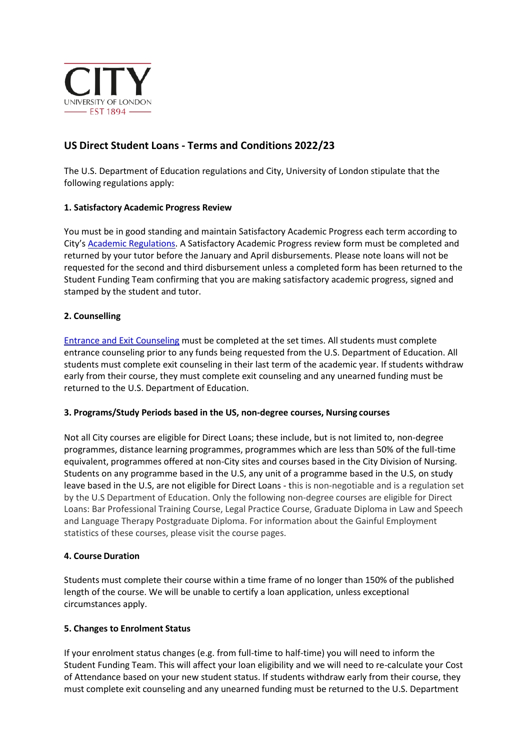# US Direct Student Loans - Terms and Conditions 2022/23

The U.S. Department of Education regulations and City, University of London stipulate that the following regulations apply:

### 1. Satisfactory Academic Progress Review

You must be in good standing and maintain Satisfactory Academic Progress each term according to City's Academic Regulations. A Satisfactory Academic Progress review form must be completed and returned by your tutor before the January and April disbursements. Please note loans will not be requested for the second and third disbursement unless a completed form has been returned to the Student Funding Team confirming that you are making satisfactory academic progress, signed and stamped by the student and tutor.

### 2. Counselling

Entrance and Exit Counseling must be completed at the set times. All students must complete entrance counseling prior to any funds being requested from the U.S. Department of Education. All students must complete exit counseling in their last term of the academic year. If students withdraw early from their course, they must complete exit counseling and any unearned funding must be returned to the U.S. Department of Education.

### 3. Programs/Study Periods based in the US, non-degree courses, Nursing courses

Not all City courses are eligible for Direct Loans; these include, but is not limited to, non-degree programmes, distance learning programmes, programmes which are less than 50% of the full-time equivalent, programmes offered at non-City sites and courses based in the City Division of Nursing. Students on any programme based in the U.S, any unit of a programme based in the U.S, on study leave based in the U.S, are not eligible for Direct Loans - this is non-negotiable and is a regulation set by the U.S Department of Education. Only the following non-degree courses are eligible for Direct Loans: Bar Professional Training Course, Legal Practice Course, Graduate Diploma in Law and Speech and Language Therapy Postgraduate Diploma. For information about the Gainful Employment statistics of these courses, please visit the course pages.

### 4. Course Duration

Students must complete their course within a time frame of no longer than 150% of the published length of the course. We will be unable to certify a loan application, unless exceptional circumstances apply.

### 5. Changes to Enrolment Status

If your enrolment status changes (e.g. from full-time to half-time) you will need to inform the Student Funding Team. This will affect your loan eligibility and we will need to re-calculate your Cost of Attendance based on your new student status. If students withdraw early from their course, they must complete exit counseling and any unearned funding must be returned to the U.S. Department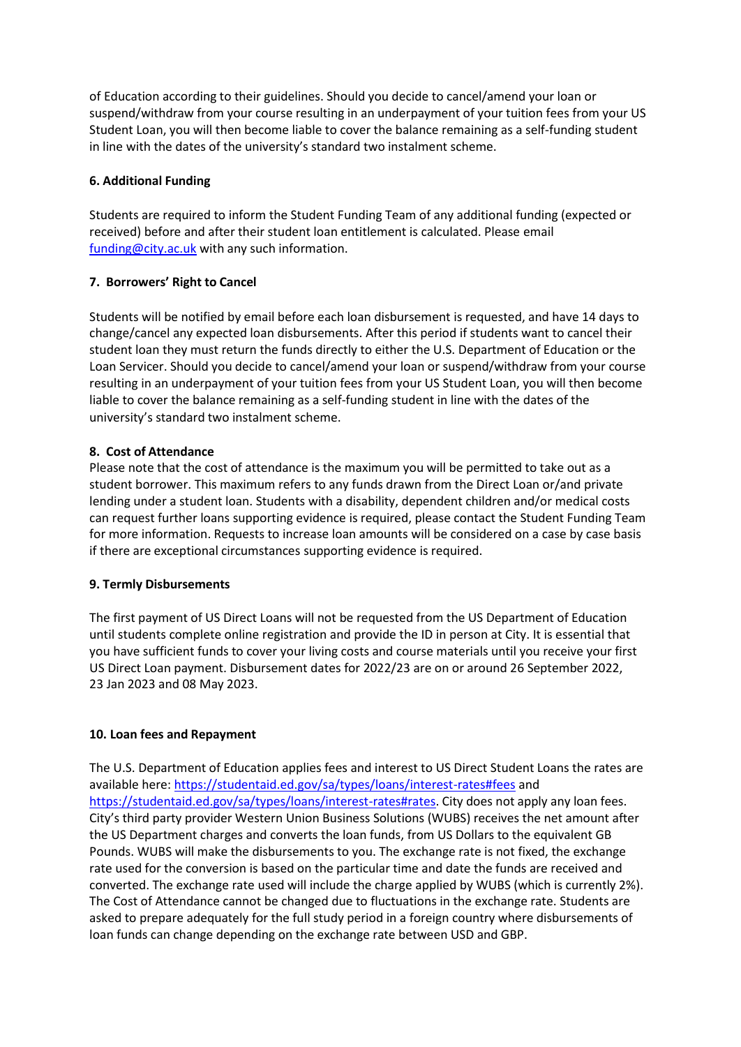of Education according to their guidelines. Should you decide to cancel/amend your loan or suspend/withdraw from your course resulting in an underpayment of your tuition fees from your US Student Loan, you will then become liable to cover the balance remaining as a self-funding student in line with the dates of the university's standard two instalment scheme.

**6. Additional Funding**

Students are required to inform the Student Funding Team of any additional funding (expected or received) before and after their student loan entitlement is calculated. Please email [funding@city.ac.uk](mailto:funding@city.ac.uk) with any such information.

**7. Borrowers' Right to Cancel**

Students will be notified by email before each loan disbursement is requested, and have 14 days to change/cancel any expected loan disbursements. After this period if students want to cancel their student loan they must return the funds directly to either the U.S. Department of Education or the Loan Servicer. Should you decide to cancel/amend your loan or suspend/withdraw from your course resulting in an underpayment of your tuition fees from your US Student Loan, you will then become liable to cover the balance remaining as a self-funding student in line with the dates of the university's standard two instalment scheme.

**8. Cost of Attendance**

Please note that the cost of attendance is the maximum you will be permitted to take out as a student borrower. This maximum refers to any funds drawn from the Direct Loan or/and private lending under a student loan. Students with a disability, dependent children and/or medical costs can request further loans supporting evidence is required, please contact the Student Funding Team for more information. Requests to increase loan amounts will be considered on a case by case basis if there are exceptional circumstances supporting evidence is required.

**9. Termly Disbursements**

The first payment of US Direct Loans will not be requested from the US Department of Education until students complete online registration and provide the ID in person at City. It is essential that you have sufficient funds to cover your living costs and course materials until you receive your first US Direct Loan payment. Disbursement dates for 2022/23 are on or around 26 September 2022, 23 Jan 2023 and 08 May 2023.

**10. Loan fees and Repayment**

The U.S. Department of Education applies fees and interest to US Direct Student Loans the rates are available here: [https://studentaid.ed.gov/sa/types/loans/interest-rates#fees](https://studentaid.ed.gov/sa/types/loans/interest-rates#fees) and [https://studentaid.ed.gov/sa/types/loans/interest-rates#rates](https://studentaid.ed.gov/sa/types/loans/interest-rates#rates). City does not apply any loan fees. City's third party provider Western Union Business Solutions (WUBS) receives the net amount after the US Department charges and converts the loan funds, from US Dollars to the equivalent GB Pounds. WUBS will make the disbursements to you. The exchange rate is not fixed, the exchange rate used for the conversion is based on the particular time and date the funds are received and converted. The exchange rate used will include the charge applied by WUBS (which is currently 2%). The Cost of Attendance cannot be changed due to fluctuations in the exchange rate. Students are asked to prepare adequately for the full study period in a foreign country where disbursements of loan funds can change depending on the exchange rate between USD and GBP.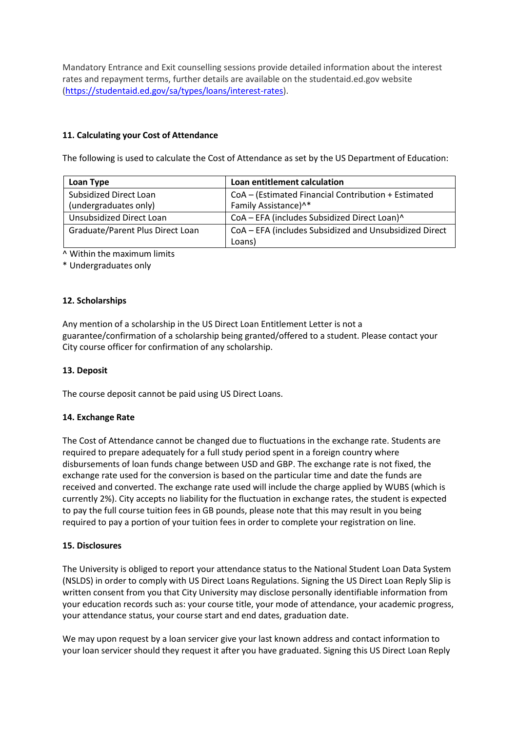Mandatory Entrance and Exit counselling sessions provide detailed information about the interest rates and repayment terms, further details are available on the studentaid.ed.gov website (https://studentaid.ed.gov/sa/types/loans/interest-rates).

**11. Calculating your Cost of Attendance**

The following is used to calculate the Cost of Attendance as set by the US Department of Education:

| Loan Type | Loan entitlement calculation |
| --- | --- |
| Subsidized Direct Loan (undergraduates only) | CoA – (Estimated Financial Contribution + Estimated Family Assistance)^* |
| Unsubsidized Direct Loan | CoA – EFA (includes Subsidized Direct Loan)^ |
| Graduate/Parent Plus Direct Loan | CoA – EFA (includes Subsidized and Unsubsidized Direct Loans) |

^ Within the maximum limits

* Undergraduates only

**12. Scholarships**

Any mention of a scholarship in the US Direct Loan Entitlement Letter is not a guarantee/confirmation of a scholarship being granted/offered to a student. Please contact your City course officer for confirmation of any scholarship.

**13. Deposit**

The course deposit cannot be paid using US Direct Loans.

**14. Exchange Rate**

The Cost of Attendance cannot be changed due to fluctuations in the exchange rate. Students are required to prepare adequately for a full study period spent in a foreign country where disbursements of loan funds change between USD and GBP. The exchange rate is not fixed, the exchange rate used for the conversion is based on the particular time and date the funds are received and converted. The exchange rate used will include the charge applied by WUBS (which is currently 2%). City accepts no liability for the fluctuation in exchange rates, the student is expected to pay the full course tuition fees in GB pounds, please note that this may result in you being required to pay a portion of your tuition fees in order to complete your registration on line.

**15. Disclosures**

The University is obliged to report your attendance status to the National Student Loan Data System (NSLDS) in order to comply with US Direct Loans Regulations. Signing the US Direct Loan Reply Slip is written consent from you that City University may disclose personally identifiable information from your education records such as: your course title, your mode of attendance, your academic progress, your attendance status, your course start and end dates, graduation date.

We may upon request by a loan servicer give your last known address and contact information to your loan servicer should they request it after you have graduated. Signing this US Direct Loan Reply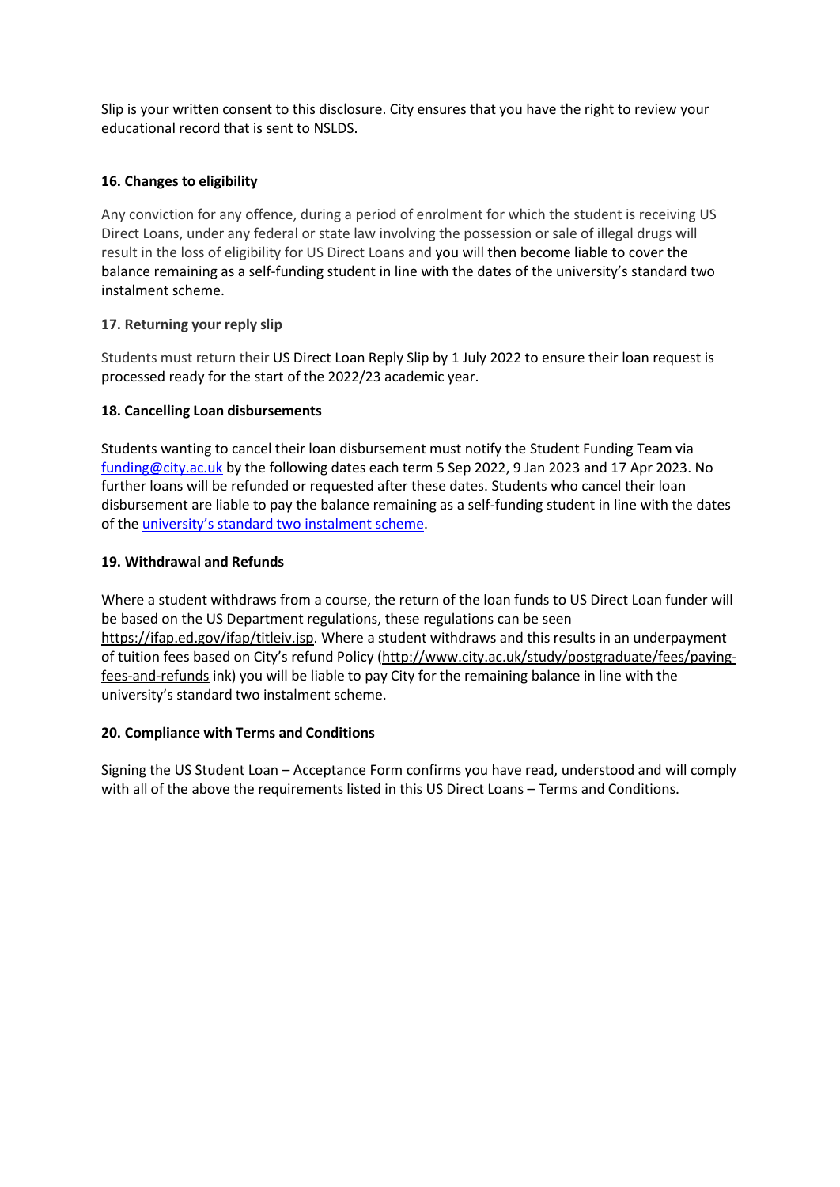Slip is your written consent to this disclosure. City ensures that you have the right to review your educational record that is sent to NSLDS.

**16. Changes to eligibility**

Any conviction for any offence, during a period of enrolment for which the student is receiving US Direct Loans, under any federal or state law involving the possession or sale of illegal drugs will result in the loss of eligibility for US Direct Loans and you will then become liable to cover the balance remaining as a self-funding student in line with the dates of the university's standard two instalment scheme.

**17. Returning your reply slip**

Students must return their US Direct Loan Reply Slip by 1 July 2022 to ensure their loan request is processed ready for the start of the 2022/23 academic year.

**18. Cancelling Loan disbursements**

Students wanting to cancel their loan disbursement must notify the Student Funding Team via funding@city.ac.uk by the following dates each term 5 Sep 2022, 9 Jan 2023 and 17 Apr 2023. No further loans will be refunded or requested after these dates. Students who cancel their loan disbursement are liable to pay the balance remaining as a self-funding student in line with the dates of the university's standard two instalment scheme.

**19. Withdrawal and Refunds**

Where a student withdraws from a course, the return of the loan funds to US Direct Loan funder will be based on the US Department regulations, these regulations can be seen https://ifap.ed.gov/ifap/titleiv.jsp. Where a student withdraws and this results in an underpayment of tuition fees based on City's refund Policy (http://www.city.ac.uk/study/postgraduate/fees/paying-fees-and-refunds ink) you will be liable to pay City for the remaining balance in line with the university's standard two instalment scheme.

**20. Compliance with Terms and Conditions**

Signing the US Student Loan – Acceptance Form confirms you have read, understood and will comply with all of the above the requirements listed in this US Direct Loans – Terms and Conditions.